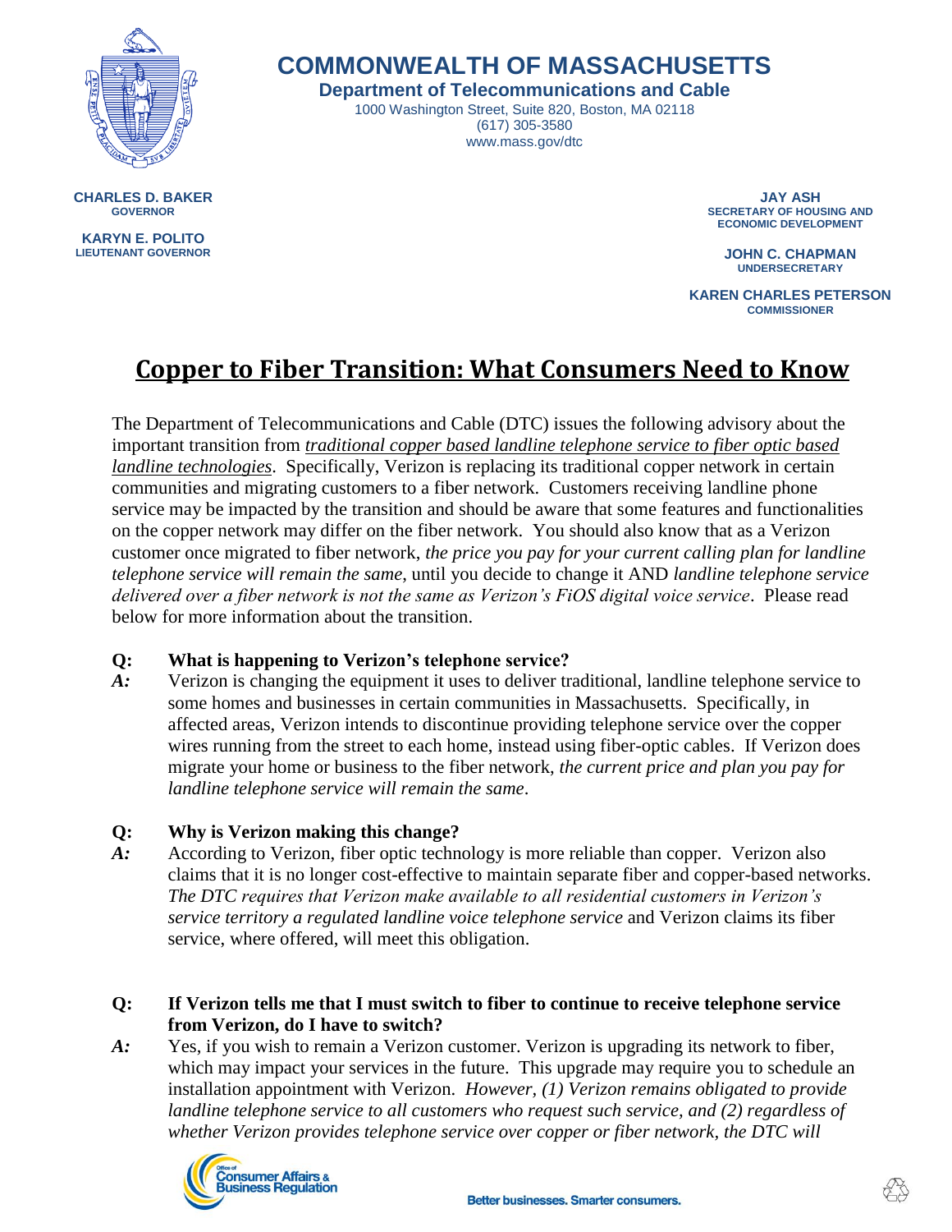# COMMONWEALTH OF MASSACHUSETTS

**Department of Telecommunications and Cable**

1000 Washington Street, Suite 820, Boston, MA 02118
(617) 305-3580
www.mass.gov/dtc

**CHARLES D. BAKER**
**GOVERNOR**

**KARYN E. POLITO**
**LIEUTENANT GOVERNOR**

**JAY ASH**
**SECRETARY OF HOUSING AND ECONOMIC DEVELOPMENT**

**JOHN C. CHAPMAN**
**UNDERSECRETARY**

**KAREN CHARLES PETERSON**
**COMMISSIONER**

## Copper to Fiber Transition: What Consumers Need to Know

The Department of Telecommunications and Cable (DTC) issues the following advisory about the important transition from *traditional copper based landline telephone service to fiber optic based landline technologies*. Specifically, Verizon is replacing its traditional copper network in certain communities and migrating customers to a fiber network. Customers receiving landline phone service may be impacted by the transition and should be aware that some features and functionalities on the copper network may differ on the fiber network. You should also know that as a Verizon customer once migrated to fiber network, *the price you pay for your current calling plan for landline telephone service will remain the same*, until you decide to change it AND *landline telephone service delivered over a fiber network is not the same as Verizon's FiOS digital voice service*. Please read below for more information about the transition.

**Q: What is happening to Verizon's telephone service?**

*A:* Verizon is changing the equipment it uses to deliver traditional, landline telephone service to some homes and businesses in certain communities in Massachusetts. Specifically, in affected areas, Verizon intends to discontinue providing telephone service over the copper wires running from the street to each home, instead using fiber-optic cables. If Verizon does migrate your home or business to the fiber network, *the current price and plan you pay for landline telephone service will remain the same*.

**Q: Why is Verizon making this change?**

*A:* According to Verizon, fiber optic technology is more reliable than copper. Verizon also claims that it is no longer cost-effective to maintain separate fiber and copper-based networks. *The DTC requires that Verizon make available to all residential customers in Verizon's service territory a regulated landline voice telephone service* and Verizon claims its fiber service, where offered, will meet this obligation.

**Q: If Verizon tells me that I must switch to fiber to continue to receive telephone service from Verizon, do I have to switch?**

*A:* Yes, if you wish to remain a Verizon customer. Verizon is upgrading its network to fiber, which may impact your services in the future. This upgrade may require you to schedule an installation appointment with Verizon. *However, (1) Verizon remains obligated to provide landline telephone service to all customers who request such service, and (2) regardless of whether Verizon provides telephone service over copper or fiber network, the DTC will*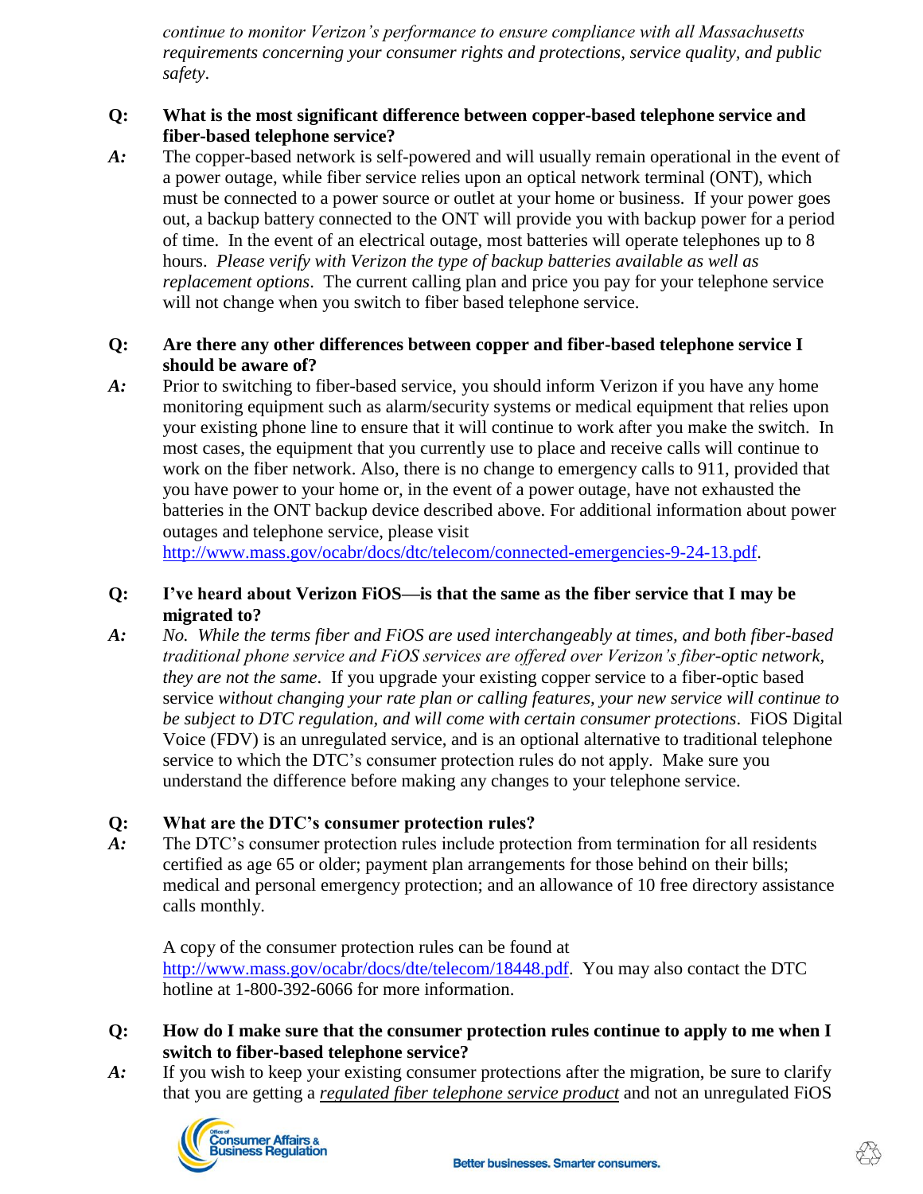*continue to monitor Verizon's performance to ensure compliance with all Massachusetts requirements concerning your consumer rights and protections, service quality, and public safety*.

**Q: What is the most significant difference between copper-based telephone service and fiber-based telephone service?**

***A:*** The copper-based network is self-powered and will usually remain operational in the event of a power outage, while fiber service relies upon an optical network terminal (ONT), which must be connected to a power source or outlet at your home or business. If your power goes out, a backup battery connected to the ONT will provide you with backup power for a period of time. In the event of an electrical outage, most batteries will operate telephones up to 8 hours. *Please verify with Verizon the type of backup batteries available as well as replacement options*. The current calling plan and price you pay for your telephone service will not change when you switch to fiber based telephone service.

**Q: Are there any other differences between copper and fiber-based telephone service I should be aware of?**

***A:*** Prior to switching to fiber-based service, you should inform Verizon if you have any home monitoring equipment such as alarm/security systems or medical equipment that relies upon your existing phone line to ensure that it will continue to work after you make the switch. In most cases, the equipment that you currently use to place and receive calls will continue to work on the fiber network. Also, there is no change to emergency calls to 911, provided that you have power to your home or, in the event of a power outage, have not exhausted the batteries in the ONT backup device described above. For additional information about power outages and telephone service, please visit http://www.mass.gov/ocabr/docs/dtc/telecom/connected-emergencies-9-24-13.pdf.

**Q: I've heard about Verizon FiOS—is that the same as the fiber service that I may be migrated to?**

***A:*** *No. While the terms fiber and FiOS are used interchangeably at times, and both fiber-based traditional phone service and FiOS services are offered over Verizon's fiber-optic network, they are not the same*. If you upgrade your existing copper service to a fiber-optic based service *without changing your rate plan or calling features, your new service will continue to be subject to DTC regulation, and will come with certain consumer protections*. FiOS Digital Voice (FDV) is an unregulated service, and is an optional alternative to traditional telephone service to which the DTC's consumer protection rules do not apply. Make sure you understand the difference before making any changes to your telephone service.

**Q: What are the DTC's consumer protection rules?**

***A:*** The DTC's consumer protection rules include protection from termination for all residents certified as age 65 or older; payment plan arrangements for those behind on their bills; medical and personal emergency protection; and an allowance of 10 free directory assistance calls monthly.

A copy of the consumer protection rules can be found at http://www.mass.gov/ocabr/docs/dte/telecom/18448.pdf. You may also contact the DTC hotline at 1-800-392-6066 for more information.

**Q: How do I make sure that the consumer protection rules continue to apply to me when I switch to fiber-based telephone service?**

***A:*** If you wish to keep your existing consumer protections after the migration, be sure to clarify that you are getting a ***regulated fiber telephone service product*** and not an unregulated FiOS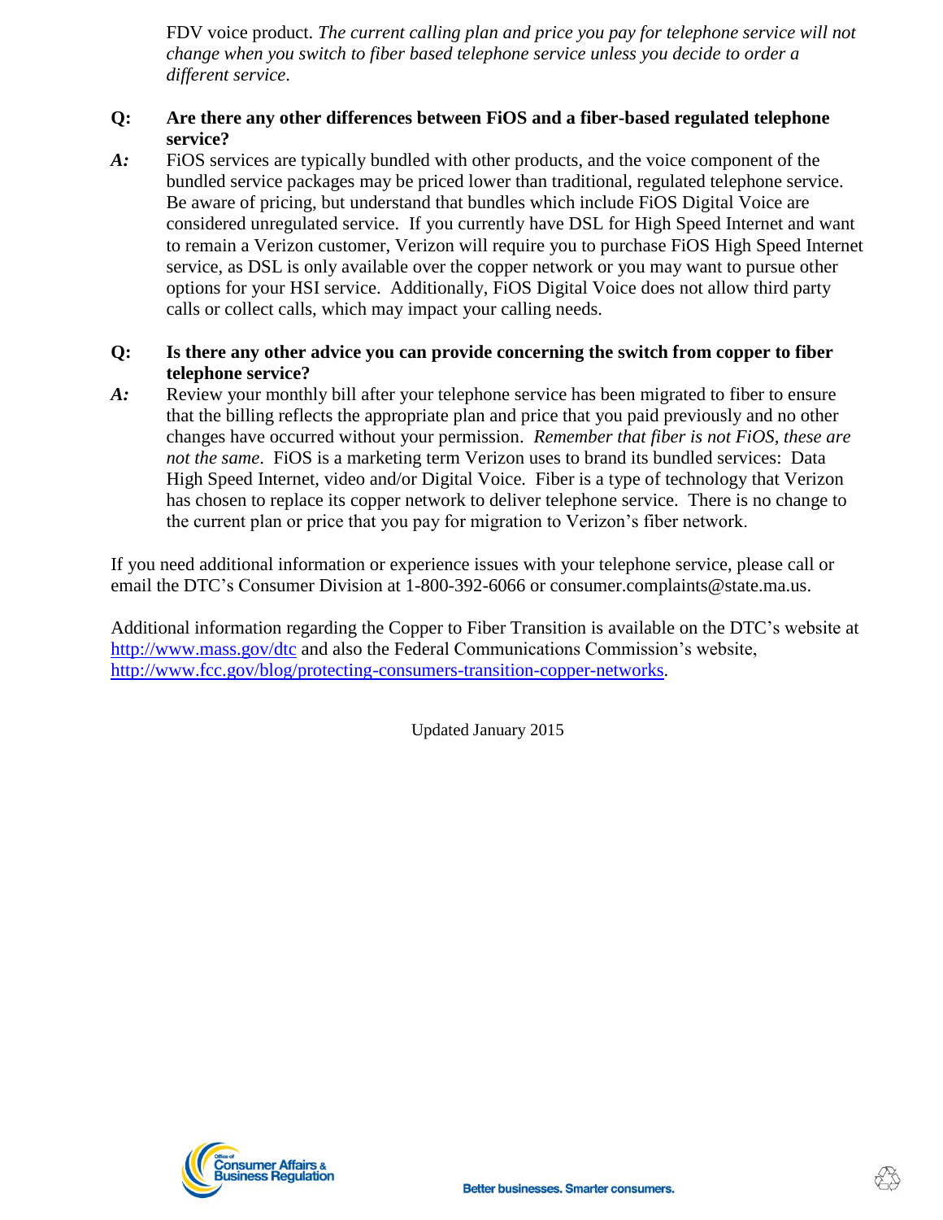FDV voice product. *The current calling plan and price you pay for telephone service will not change when you switch to fiber based telephone service unless you decide to order a different service.*

**Q: Are there any other differences between FiOS and a fiber-based regulated telephone service?**

***A:*** FiOS services are typically bundled with other products, and the voice component of the bundled service packages may be priced lower than traditional, regulated telephone service. Be aware of pricing, but understand that bundles which include FiOS Digital Voice are considered unregulated service. If you currently have DSL for High Speed Internet and want to remain a Verizon customer, Verizon will require you to purchase FiOS High Speed Internet service, as DSL is only available over the copper network or you may want to pursue other options for your HSI service. Additionally, FiOS Digital Voice does not allow third party calls or collect calls, which may impact your calling needs.

**Q: Is there any other advice you can provide concerning the switch from copper to fiber telephone service?**

***A:*** Review your monthly bill after your telephone service has been migrated to fiber to ensure that the billing reflects the appropriate plan and price that you paid previously and no other changes have occurred without your permission. *Remember that fiber is not FiOS, these are not the same*. FiOS is a marketing term Verizon uses to brand its bundled services: Data High Speed Internet, video and/or Digital Voice. Fiber is a type of technology that Verizon has chosen to replace its copper network to deliver telephone service. There is no change to the current plan or price that you pay for migration to Verizon's fiber network.

If you need additional information or experience issues with your telephone service, please call or email the DTC's Consumer Division at 1-800-392-6066 or consumer.complaints@state.ma.us.

Additional information regarding the Copper to Fiber Transition is available on the DTC's website at http://www.mass.gov/dtc and also the Federal Communications Commission's website, http://www.fcc.gov/blog/protecting-consumers-transition-copper-networks.

Updated January 2015

Office of Consumer Affairs & Business Regulation

Better businesses. Smarter consumers.